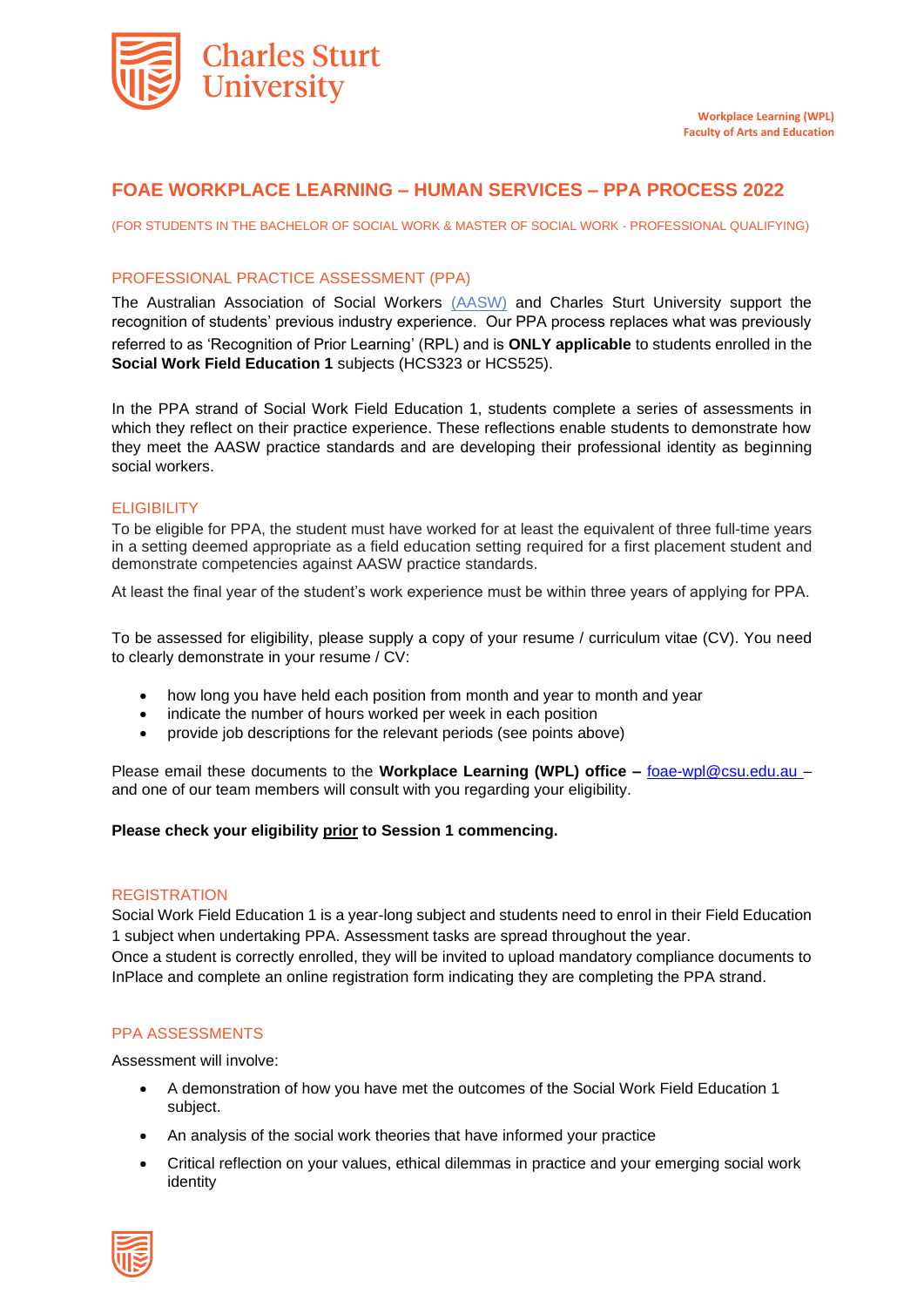Workplace Learning (WPL)
Faculty of Arts and Education

# FOAE WORKPLACE LEARNING – HUMAN SERVICES – PPA PROCESS 2022

(FOR STUDENTS IN THE BACHELOR OF SOCIAL WORK & MASTER OF SOCIAL WORK - PROFESSIONAL QUALIFYING)

## PROFESSIONAL PRACTICE ASSESSMENT (PPA)

The Australian Association of Social Workers (AASW) and Charles Sturt University support the recognition of students' previous industry experience. Our PPA process replaces what was previously referred to as 'Recognition of Prior Learning' (RPL) and is **ONLY applicable** to students enrolled in the **Social Work Field Education 1** subjects (HCS323 or HCS525).

In the PPA strand of Social Work Field Education 1, students complete a series of assessments in which they reflect on their practice experience. These reflections enable students to demonstrate how they meet the AASW practice standards and are developing their professional identity as beginning social workers.

## ELIGIBILITY

To be eligible for PPA, the student must have worked for at least the equivalent of three full-time years in a setting deemed appropriate as a field education setting required for a first placement student and demonstrate competencies against AASW practice standards.

At least the final year of the student's work experience must be within three years of applying for PPA.

To be assessed for eligibility, please supply a copy of your resume / curriculum vitae (CV). You need to clearly demonstrate in your resume / CV:

- how long you have held each position from month and year to month and year
- indicate the number of hours worked per week in each position
- provide job descriptions for the relevant periods (see points above)

Please email these documents to the **Workplace Learning (WPL) office –** foae-wpl@csu.edu.au – and one of our team members will consult with you regarding your eligibility.

**Please check your eligibility prior to Session 1 commencing.**

## REGISTRATION

Social Work Field Education 1 is a year-long subject and students need to enrol in their Field Education 1 subject when undertaking PPA. Assessment tasks are spread throughout the year.

Once a student is correctly enrolled, they will be invited to upload mandatory compliance documents to InPlace and complete an online registration form indicating they are completing the PPA strand.

## PPA ASSESSMENTS

Assessment will involve:

- A demonstration of how you have met the outcomes of the Social Work Field Education 1 subject.
- An analysis of the social work theories that have informed your practice
- Critical reflection on your values, ethical dilemmas in practice and your emerging social work identity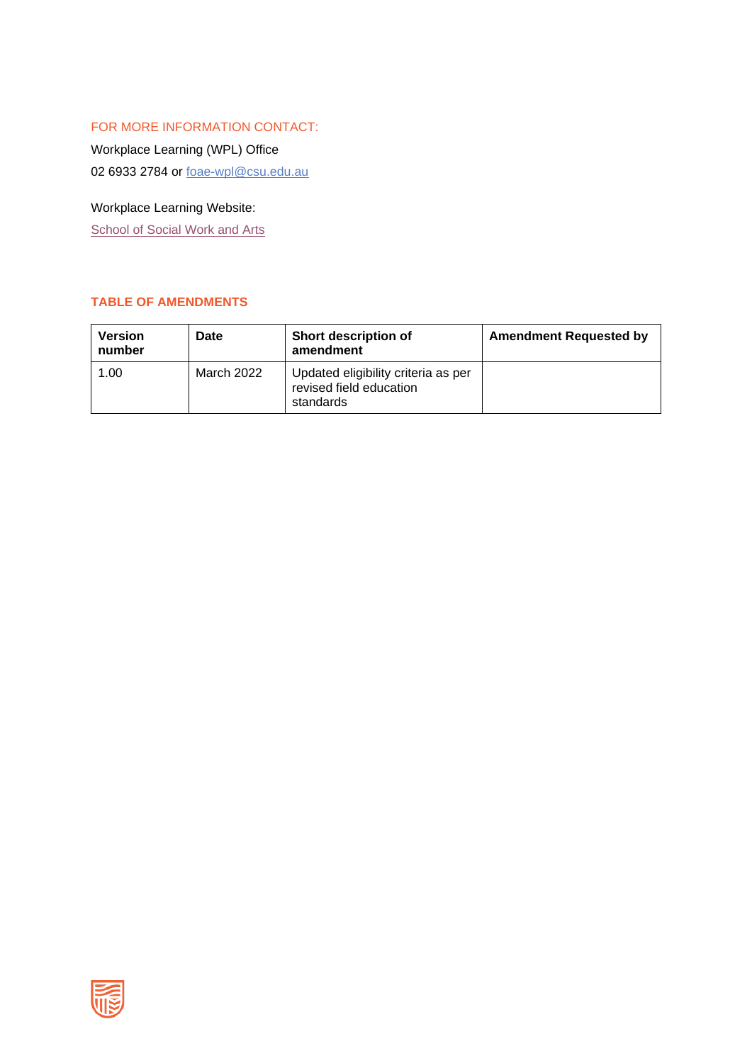FOR MORE INFORMATION CONTACT:

Workplace Learning (WPL) Office

02 6933 2784 or foae-wpl@csu.edu.au

Workplace Learning Website:

School of Social Work and Arts

## TABLE OF AMENDMENTS

| Version number | Date | Short description of amendment | Amendment Requested by |
|---|---|---|---|
| 1.00 | March 2022 | Updated eligibility criteria as per revised field education standards | |